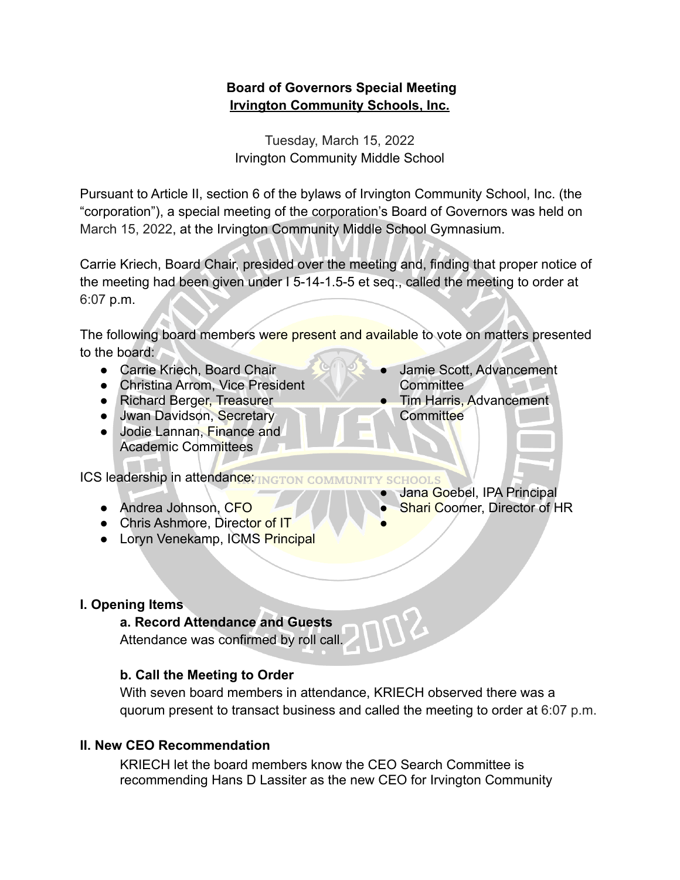**Board of Governors Special Meeting**
**Irvington Community Schools, Inc.**

Tuesday, March 15, 2022
Irvington Community Middle School

Pursuant to Article II, section 6 of the bylaws of Irvington Community School, Inc. (the "corporation"), a special meeting of the corporation's Board of Governors was held on March 15, 2022, at the Irvington Community Middle School Gymnasium.

Carrie Kriech, Board Chair, presided over the meeting and, finding that proper notice of the meeting had been given under I 5-14-1.5-5 et seq., called the meeting to order at 6:07 p.m.

The following board members were present and available to vote on matters presented to the board:

- Carrie Kriech, Board Chair
- Christina Arrom, Vice President
- Richard Berger, Treasurer
- Jwan Davidson, Secretary
- Jodie Lannan, Finance and Academic Committees
- Jamie Scott, Advancement Committee
- Tim Harris, Advancement Committee

ICS leadership in attendance:

- Andrea Johnson, CFO
- Chris Ashmore, Director of IT
- Loryn Venekamp, ICMS Principal
- Jana Goebel, IPA Principal
- Shari Coomer, Director of HR
- 

## I. Opening Items

### a. Record Attendance and Guests

Attendance was confirmed by roll call.

### b. Call the Meeting to Order

With seven board members in attendance, KRIECH observed there was a quorum present to transact business and called the meeting to order at 6:07 p.m.

## II. New CEO Recommendation

KRIECH let the board members know the CEO Search Committee is recommending Hans D Lassiter as the new CEO for Irvington Community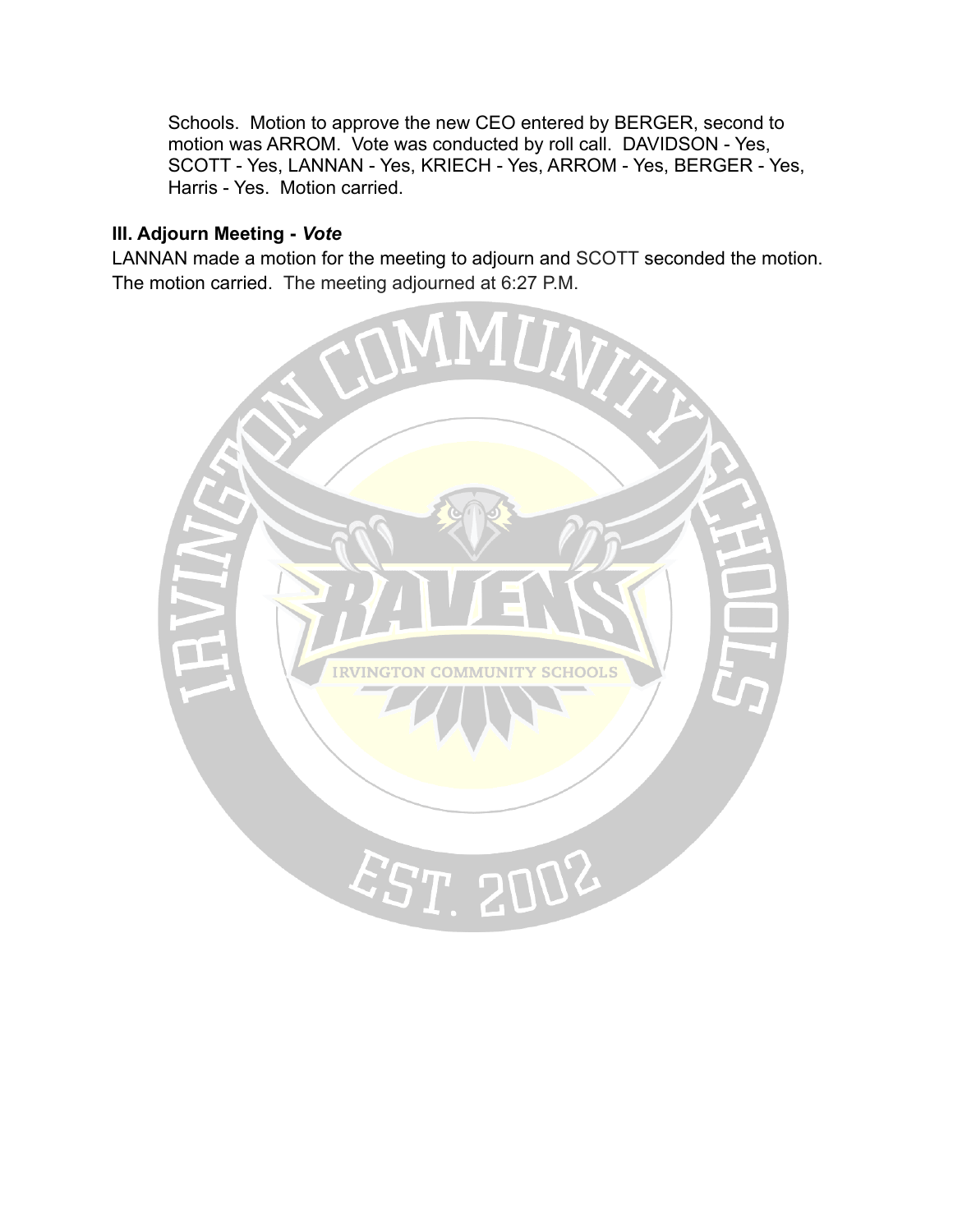Schools. Motion to approve the new CEO entered by BERGER, second to motion was ARROM. Vote was conducted by roll call. DAVIDSON - Yes, SCOTT - Yes, LANNAN - Yes, KRIECH - Yes, ARROM - Yes, BERGER - Yes, Harris - Yes. Motion carried.

### III. Adjourn Meeting - *Vote*

LANNAN made a motion for the meeting to adjourn and SCOTT seconded the motion. The motion carried. The meeting adjourned at 6:27 P.M.